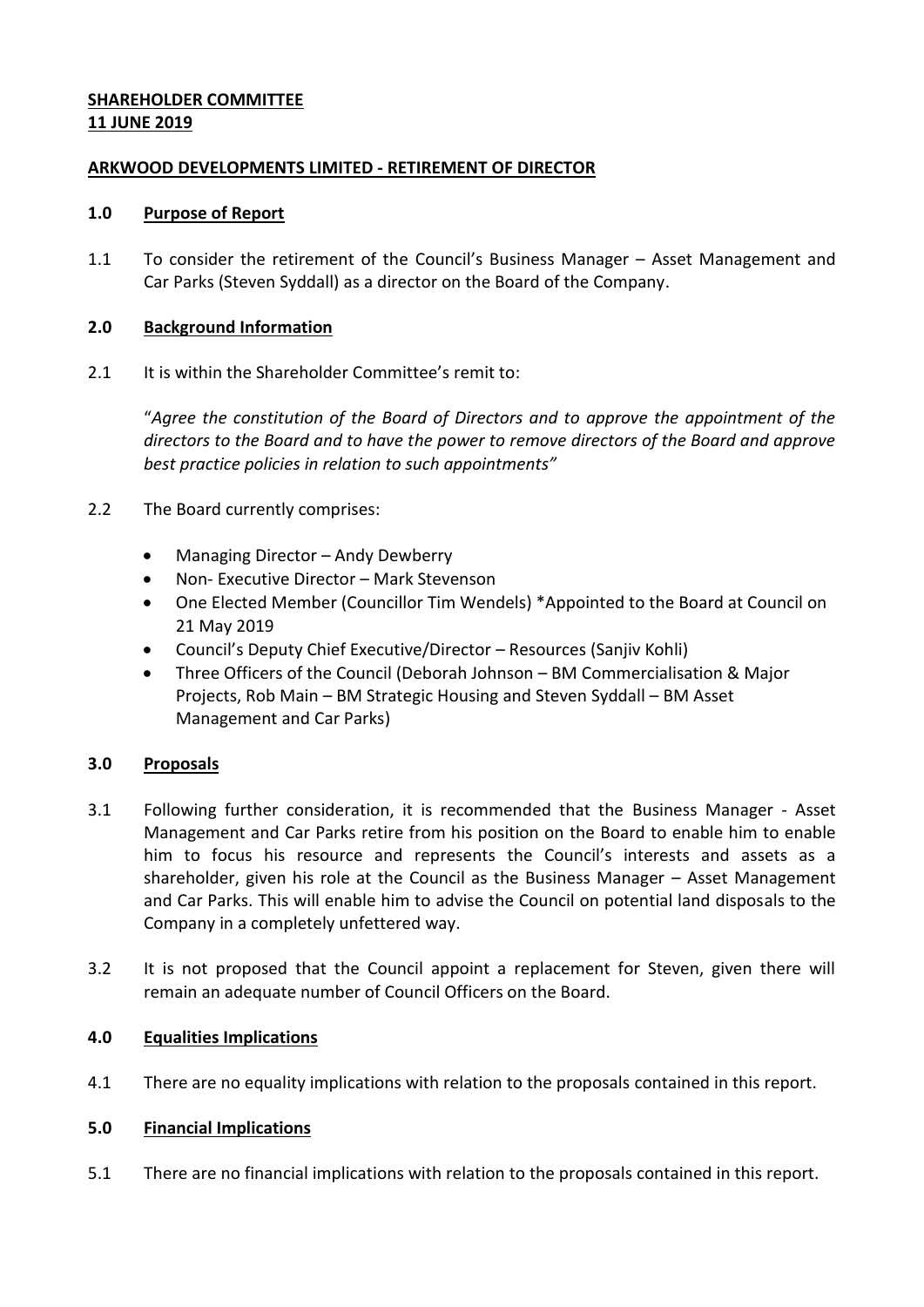**SHAREHOLDER COMMITTEE**
**11 JUNE 2019**

**ARKWOOD DEVELOPMENTS LIMITED - RETIREMENT OF DIRECTOR**

## 1.0 Purpose of Report

1.1 To consider the retirement of the Council's Business Manager – Asset Management and Car Parks (Steven Syddall) as a director on the Board of the Company.

## 2.0 Background Information

2.1 It is within the Shareholder Committee's remit to:

"*Agree the constitution of the Board of Directors and to approve the appointment of the directors to the Board and to have the power to remove directors of the Board and approve best practice policies in relation to such appointments"*

2.2 The Board currently comprises:

- Managing Director – Andy Dewberry
- Non- Executive Director – Mark Stevenson
- One Elected Member (Councillor Tim Wendels) *Appointed to the Board at Council on 21 May 2019
- Council's Deputy Chief Executive/Director – Resources (Sanjiv Kohli)
- Three Officers of the Council (Deborah Johnson – BM Commercialisation & Major Projects, Rob Main – BM Strategic Housing and Steven Syddall – BM Asset Management and Car Parks)

## 3.0 Proposals

3.1 Following further consideration, it is recommended that the Business Manager - Asset Management and Car Parks retire from his position on the Board to enable him to enable him to focus his resource and represents the Council's interests and assets as a shareholder, given his role at the Council as the Business Manager – Asset Management and Car Parks. This will enable him to advise the Council on potential land disposals to the Company in a completely unfettered way.

3.2 It is not proposed that the Council appoint a replacement for Steven, given there will remain an adequate number of Council Officers on the Board.

## 4.0 Equalities Implications

4.1 There are no equality implications with relation to the proposals contained in this report.

## 5.0 Financial Implications

5.1 There are no financial implications with relation to the proposals contained in this report.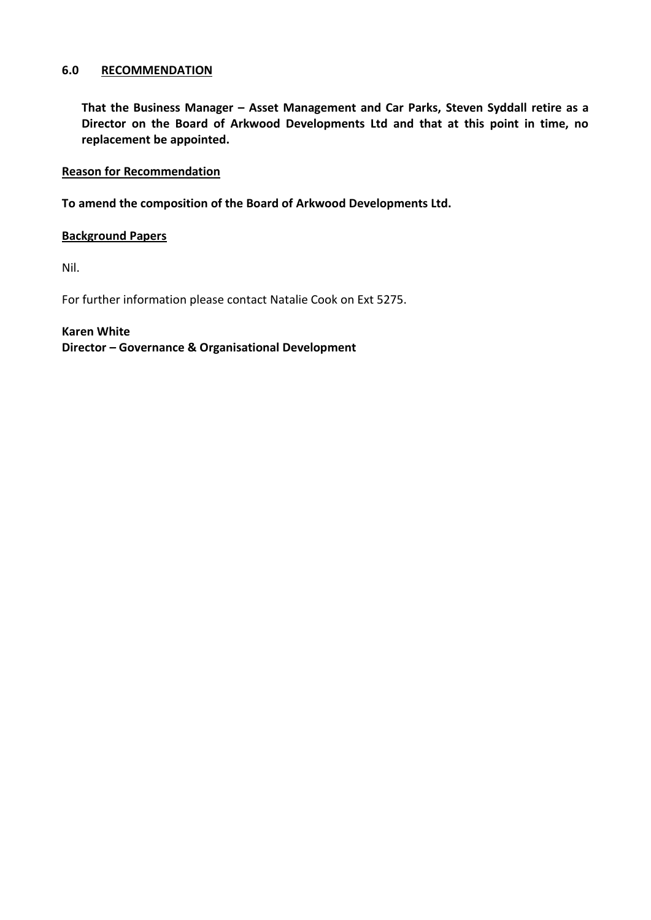## 6.0 RECOMMENDATION

**That the Business Manager – Asset Management and Car Parks, Steven Syddall retire as a Director on the Board of Arkwood Developments Ltd and that at this point in time, no replacement be appointed.**

**Reason for Recommendation**

**To amend the composition of the Board of Arkwood Developments Ltd.**

**Background Papers**

Nil.

For further information please contact Natalie Cook on Ext 5275.

**Karen White**
**Director – Governance & Organisational Development**